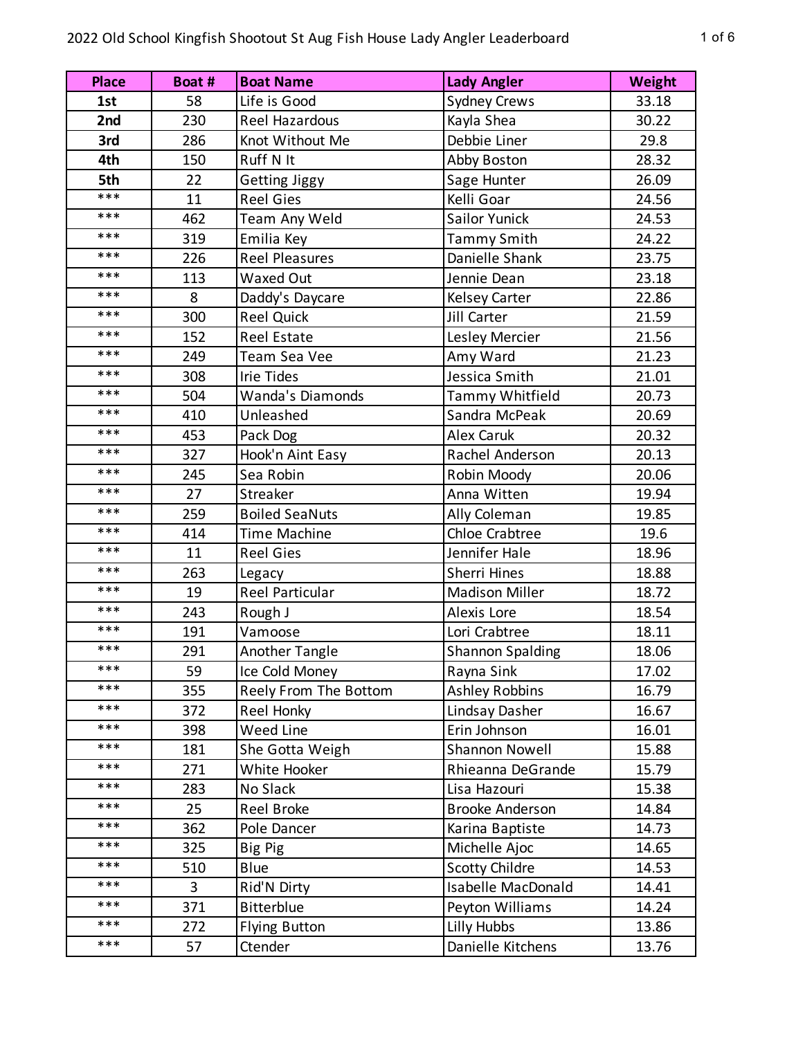| Place | Boat # | Boat Name | Lady Angler | Weight |
|---|---|---|---|---|
| **1st** | 58 | Life is Good | Sydney Crews | 33.18 |
| **2nd** | 230 | Reel Hazardous | Kayla Shea | 30.22 |
| **3rd** | 286 | Knot Without Me | Debbie Liner | 29.8 |
| **4th** | 150 | Ruff N It | Abby Boston | 28.32 |
| **5th** | 22 | Getting Jiggy | Sage Hunter | 26.09 |
| *** | 11 | Reel Gies | Kelli Goar | 24.56 |
| *** | 462 | Team Any Weld | Sailor Yunick | 24.53 |
| *** | 319 | Emilia Key | Tammy Smith | 24.22 |
| *** | 226 | Reel Pleasures | Danielle Shank | 23.75 |
| *** | 113 | Waxed Out | Jennie Dean | 23.18 |
| *** | 8 | Daddy's Daycare | Kelsey Carter | 22.86 |
| *** | 300 | Reel Quick | Jill Carter | 21.59 |
| *** | 152 | Reel Estate | Lesley Mercier | 21.56 |
| *** | 249 | Team Sea Vee | Amy Ward | 21.23 |
| *** | 308 | Irie Tides | Jessica Smith | 21.01 |
| *** | 504 | Wanda's Diamonds | Tammy Whitfield | 20.73 |
| *** | 410 | Unleashed | Sandra McPeak | 20.69 |
| *** | 453 | Pack Dog | Alex Caruk | 20.32 |
| *** | 327 | Hook'n Aint Easy | Rachel Anderson | 20.13 |
| *** | 245 | Sea Robin | Robin Moody | 20.06 |
| *** | 27 | Streaker | Anna Witten | 19.94 |
| *** | 259 | Boiled SeaNuts | Ally Coleman | 19.85 |
| *** | 414 | Time Machine | Chloe Crabtree | 19.6 |
| *** | 11 | Reel Gies | Jennifer Hale | 18.96 |
| *** | 263 | Legacy | Sherri Hines | 18.88 |
| *** | 19 | Reel Particular | Madison Miller | 18.72 |
| *** | 243 | Rough J | Alexis Lore | 18.54 |
| *** | 191 | Vamoose | Lori Crabtree | 18.11 |
| *** | 291 | Another Tangle | Shannon Spalding | 18.06 |
| *** | 59 | Ice Cold Money | Rayna Sink | 17.02 |
| *** | 355 | Reely From The Bottom | Ashley Robbins | 16.79 |
| *** | 372 | Reel Honky | Lindsay Dasher | 16.67 |
| *** | 398 | Weed Line | Erin Johnson | 16.01 |
| *** | 181 | She Gotta Weigh | Shannon Nowell | 15.88 |
| *** | 271 | White Hooker | Rhieanna DeGrande | 15.79 |
| *** | 283 | No Slack | Lisa Hazouri | 15.38 |
| *** | 25 | Reel Broke | Brooke Anderson | 14.84 |
| *** | 362 | Pole Dancer | Karina Baptiste | 14.73 |
| *** | 325 | Big Pig | Michelle Ajoc | 14.65 |
| *** | 510 | Blue | Scotty Childre | 14.53 |
| *** | 3 | Rid'N Dirty | Isabelle MacDonald | 14.41 |
| *** | 371 | Bitterblue | Peyton Williams | 14.24 |
| *** | 272 | Flying Button | Lilly Hubbs | 13.86 |
| *** | 57 | Ctender | Danielle Kitchens | 13.76 |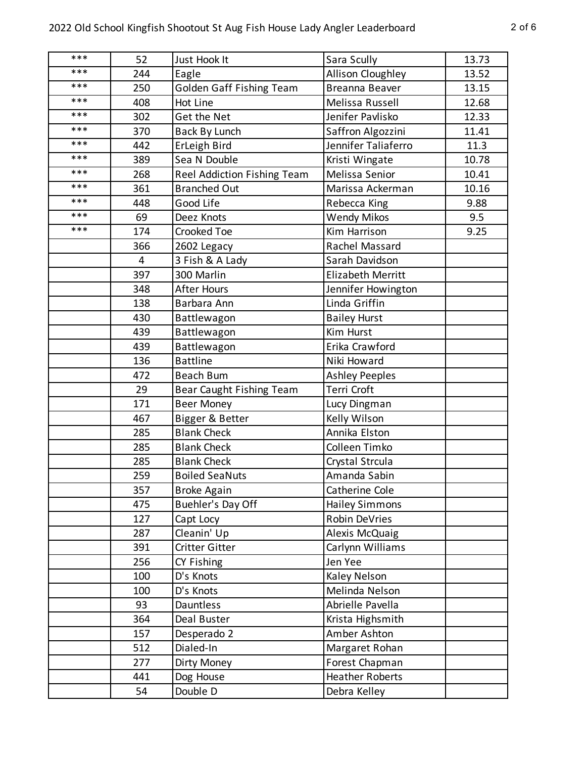| | | | | |
|---|---|---|---|---|
| *** | 52 | Just Hook It | Sara Scully | 13.73 |
| *** | 244 | Eagle | Allison Cloughley | 13.52 |
| *** | 250 | Golden Gaff Fishing Team | Breanna Beaver | 13.15 |
| *** | 408 | Hot Line | Melissa Russell | 12.68 |
| *** | 302 | Get the Net | Jenifer Pavlisko | 12.33 |
| *** | 370 | Back By Lunch | Saffron Algozzini | 11.41 |
| *** | 442 | ErLeigh Bird | Jennifer Taliaferro | 11.3 |
| *** | 389 | Sea N Double | Kristi Wingate | 10.78 |
| *** | 268 | Reel Addiction Fishing Team | Melissa Senior | 10.41 |
| *** | 361 | Branched Out | Marissa Ackerman | 10.16 |
| *** | 448 | Good Life | Rebecca King | 9.88 |
| *** | 69 | Deez Knots | Wendy Mikos | 9.5 |
| *** | 174 | Crooked Toe | Kim Harrison | 9.25 |
| | 366 | 2602 Legacy | Rachel Massard | |
| | 4 | 3 Fish & A Lady | Sarah Davidson | |
| | 397 | 300 Marlin | Elizabeth Merritt | |
| | 348 | After Hours | Jennifer Howington | |
| | 138 | Barbara Ann | Linda Griffin | |
| | 430 | Battlewagon | Bailey Hurst | |
| | 439 | Battlewagon | Kim Hurst | |
| | 439 | Battlewagon | Erika Crawford | |
| | 136 | Battline | Niki Howard | |
| | 472 | Beach Bum | Ashley Peeples | |
| | 29 | Bear Caught Fishing Team | Terri Croft | |
| | 171 | Beer Money | Lucy Dingman | |
| | 467 | Bigger & Better | Kelly Wilson | |
| | 285 | Blank Check | Annika Elston | |
| | 285 | Blank Check | Colleen Timko | |
| | 285 | Blank Check | Crystal Strcula | |
| | 259 | Boiled SeaNuts | Amanda Sabin | |
| | 357 | Broke Again | Catherine Cole | |
| | 475 | Buehler's Day Off | Hailey Simmons | |
| | 127 | Capt Locy | Robin DeVries | |
| | 287 | Cleanin' Up | Alexis McQuaig | |
| | 391 | Critter Gitter | Carlynn Williams | |
| | 256 | CY Fishing | Jen Yee | |
| | 100 | D's Knots | Kaley Nelson | |
| | 100 | D's Knots | Melinda Nelson | |
| | 93 | Dauntless | Abrielle Pavella | |
| | 364 | Deal Buster | Krista Highsmith | |
| | 157 | Desperado 2 | Amber Ashton | |
| | 512 | Dialed-In | Margaret Rohan | |
| | 277 | Dirty Money | Forest Chapman | |
| | 441 | Dog House | Heather Roberts | |
| | 54 | Double D | Debra Kelley | |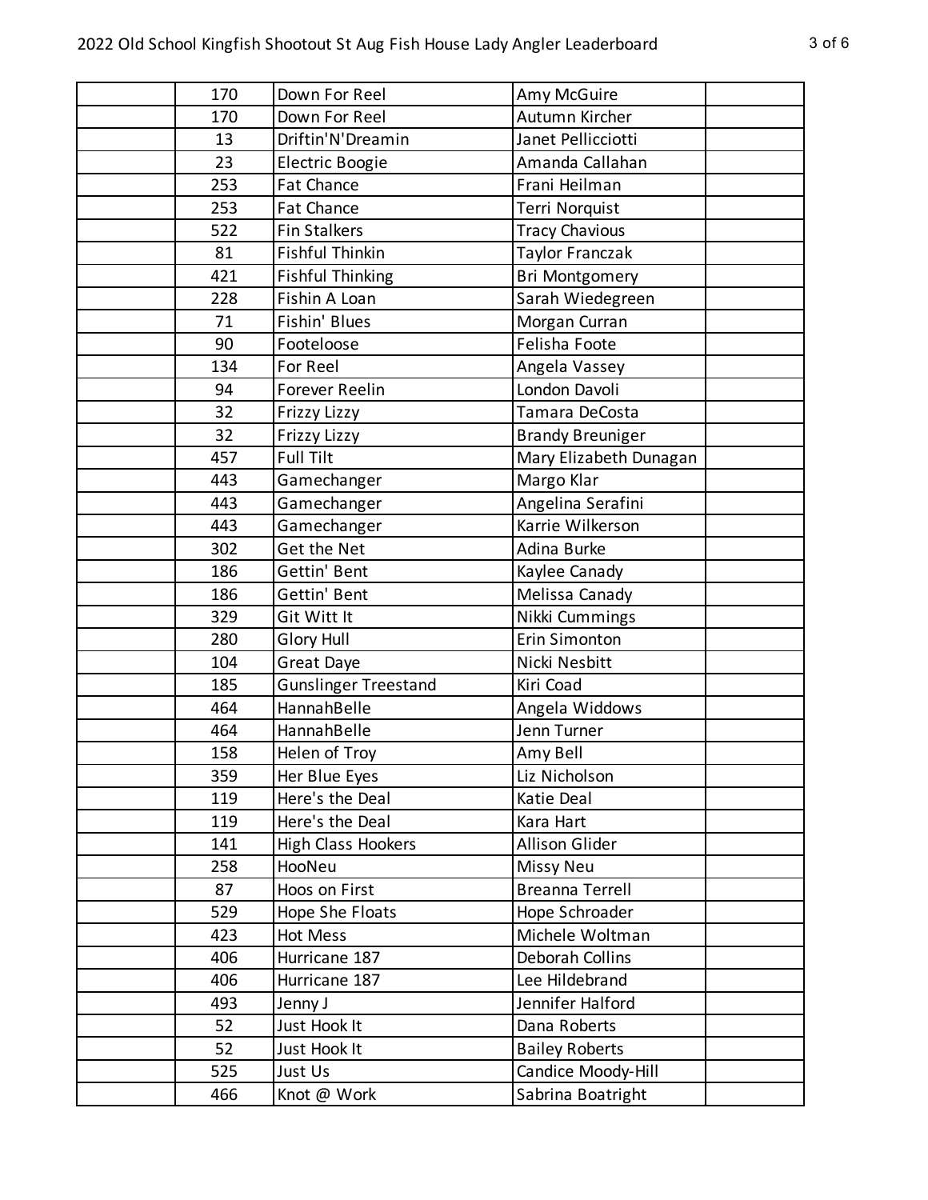| | | | | |
|---|---|---|---|---|
| | 170 | Down For Reel | Amy McGuire | |
| | 170 | Down For Reel | Autumn Kircher | |
| | 13 | Driftin'N'Dreamin | Janet Pellicciotti | |
| | 23 | Electric Boogie | Amanda Callahan | |
| | 253 | Fat Chance | Frani Heilman | |
| | 253 | Fat Chance | Terri Norquist | |
| | 522 | Fin Stalkers | Tracy Chavious | |
| | 81 | Fishful Thinkin | Taylor Franczak | |
| | 421 | Fishful Thinking | Bri Montgomery | |
| | 228 | Fishin A Loan | Sarah Wiedegreen | |
| | 71 | Fishin' Blues | Morgan Curran | |
| | 90 | Footeloose | Felisha Foote | |
| | 134 | For Reel | Angela Vassey | |
| | 94 | Forever Reelin | London Davoli | |
| | 32 | Frizzy Lizzy | Tamara DeCosta | |
| | 32 | Frizzy Lizzy | Brandy Breuniger | |
| | 457 | Full Tilt | Mary Elizabeth Dunagan | |
| | 443 | Gamechanger | Margo Klar | |
| | 443 | Gamechanger | Angelina Serafini | |
| | 443 | Gamechanger | Karrie Wilkerson | |
| | 302 | Get the Net | Adina Burke | |
| | 186 | Gettin' Bent | Kaylee Canady | |
| | 186 | Gettin' Bent | Melissa Canady | |
| | 329 | Git Witt It | Nikki Cummings | |
| | 280 | Glory Hull | Erin Simonton | |
| | 104 | Great Daye | Nicki Nesbitt | |
| | 185 | Gunslinger Treestand | Kiri Coad | |
| | 464 | HannahBelle | Angela Widdows | |
| | 464 | HannahBelle | Jenn Turner | |
| | 158 | Helen of Troy | Amy Bell | |
| | 359 | Her Blue Eyes | Liz Nicholson | |
| | 119 | Here's the Deal | Katie Deal | |
| | 119 | Here's the Deal | Kara Hart | |
| | 141 | High Class Hookers | Allison Glider | |
| | 258 | HooNeu | Missy Neu | |
| | 87 | Hoos on First | Breanna Terrell | |
| | 529 | Hope She Floats | Hope Schroader | |
| | 423 | Hot Mess | Michele Woltman | |
| | 406 | Hurricane 187 | Deborah Collins | |
| | 406 | Hurricane 187 | Lee Hildebrand | |
| | 493 | Jenny J | Jennifer Halford | |
| | 52 | Just Hook It | Dana Roberts | |
| | 52 | Just Hook It | Bailey Roberts | |
| | 525 | Just Us | Candice Moody-Hill | |
| | 466 | Knot @ Work | Sabrina Boatright | |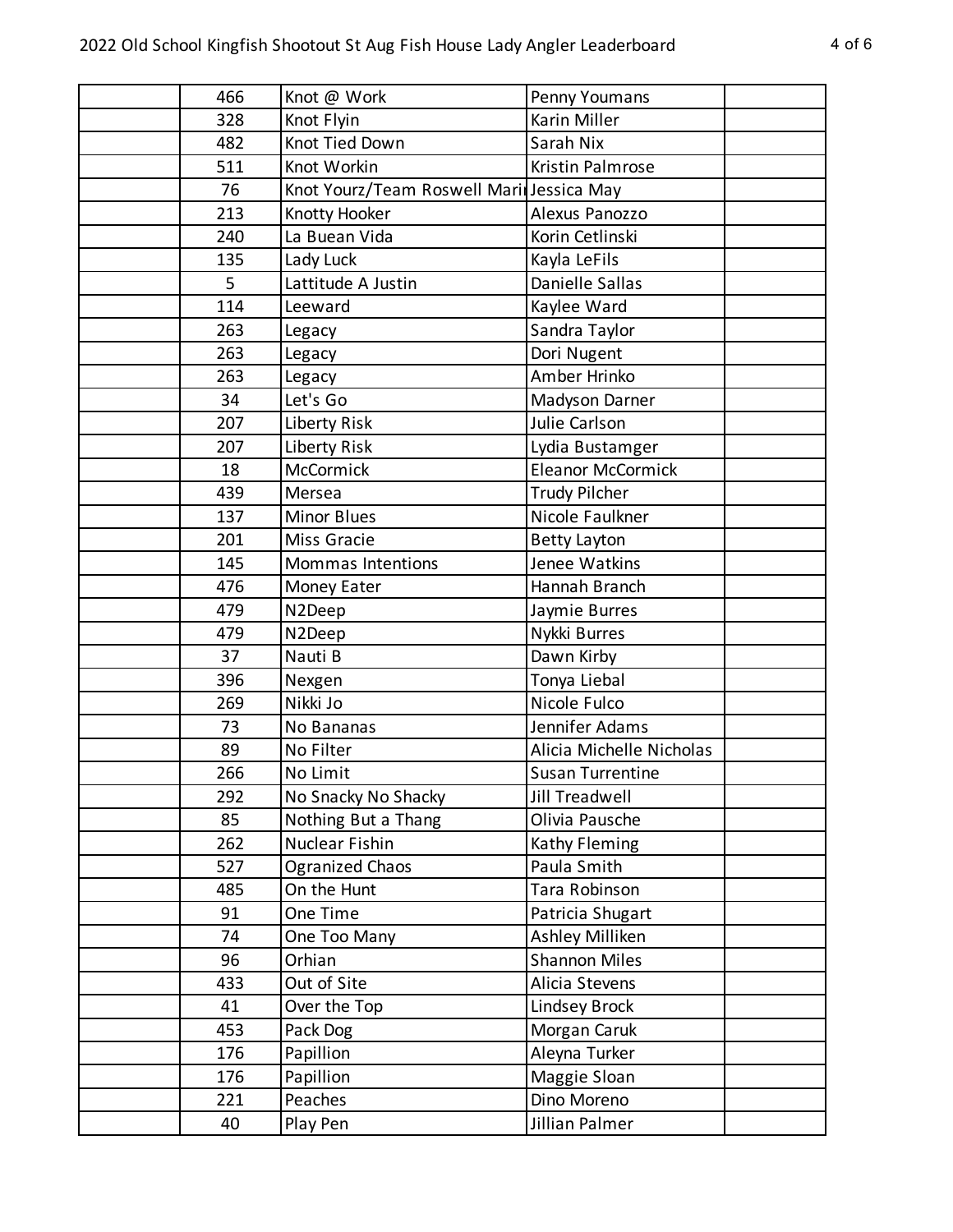| | | | | |
|---|---|---|---|---|
| | 466 | Knot @ Work | Penny Youmans | |
| | 328 | Knot Flyin | Karin Miller | |
| | 482 | Knot Tied Down | Sarah Nix | |
| | 511 | Knot Workin | Kristin Palmrose | |
| | 76 | Knot Yourz/Team Roswell Mari | Jessica May | |
| | 213 | Knotty Hooker | Alexus Panozzo | |
| | 240 | La Buean Vida | Korin Cetlinski | |
| | 135 | Lady Luck | Kayla LeFils | |
| | 5 | Lattitude A Justin | Danielle Sallas | |
| | 114 | Leeward | Kaylee Ward | |
| | 263 | Legacy | Sandra Taylor | |
| | 263 | Legacy | Dori Nugent | |
| | 263 | Legacy | Amber Hrinko | |
| | 34 | Let's Go | Madyson Darner | |
| | 207 | Liberty Risk | Julie Carlson | |
| | 207 | Liberty Risk | Lydia Bustamger | |
| | 18 | McCormick | Eleanor McCormick | |
| | 439 | Mersea | Trudy Pilcher | |
| | 137 | Minor Blues | Nicole Faulkner | |
| | 201 | Miss Gracie | Betty Layton | |
| | 145 | Mommas Intentions | Jenee Watkins | |
| | 476 | Money Eater | Hannah Branch | |
| | 479 | N2Deep | Jaymie Burres | |
| | 479 | N2Deep | Nykki Burres | |
| | 37 | Nauti B | Dawn Kirby | |
| | 396 | Nexgen | Tonya Liebal | |
| | 269 | Nikki Jo | Nicole Fulco | |
| | 73 | No Bananas | Jennifer Adams | |
| | 89 | No Filter | Alicia Michelle Nicholas | |
| | 266 | No Limit | Susan Turrentine | |
| | 292 | No Snacky No Shacky | Jill Treadwell | |
| | 85 | Nothing But a Thang | Olivia Pausche | |
| | 262 | Nuclear Fishin | Kathy Fleming | |
| | 527 | Ogranized Chaos | Paula Smith | |
| | 485 | On the Hunt | Tara Robinson | |
| | 91 | One Time | Patricia Shugart | |
| | 74 | One Too Many | Ashley Milliken | |
| | 96 | Orhian | Shannon Miles | |
| | 433 | Out of Site | Alicia Stevens | |
| | 41 | Over the Top | Lindsey Brock | |
| | 453 | Pack Dog | Morgan Caruk | |
| | 176 | Papillion | Aleyna Turker | |
| | 176 | Papillion | Maggie Sloan | |
| | 221 | Peaches | Dino Moreno | |
| | 40 | Play Pen | Jillian Palmer | |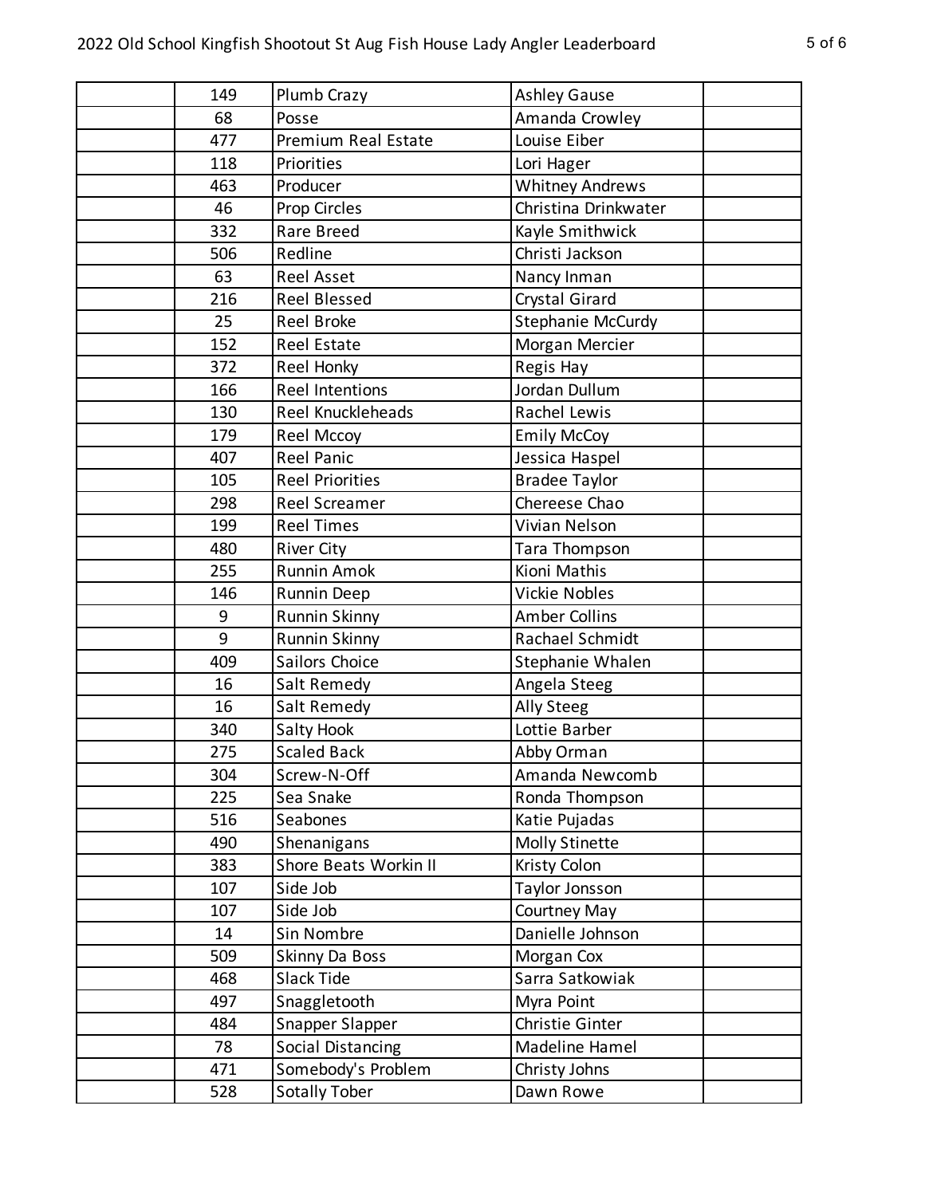| | | | | |
|---|---|---|---|---|
| | 149 | Plumb Crazy | Ashley Gause | |
| | 68 | Posse | Amanda Crowley | |
| | 477 | Premium Real Estate | Louise Eiber | |
| | 118 | Priorities | Lori Hager | |
| | 463 | Producer | Whitney Andrews | |
| | 46 | Prop Circles | Christina Drinkwater | |
| | 332 | Rare Breed | Kayle Smithwick | |
| | 506 | Redline | Christi Jackson | |
| | 63 | Reel Asset | Nancy Inman | |
| | 216 | Reel Blessed | Crystal Girard | |
| | 25 | Reel Broke | Stephanie McCurdy | |
| | 152 | Reel Estate | Morgan Mercier | |
| | 372 | Reel Honky | Regis Hay | |
| | 166 | Reel Intentions | Jordan Dullum | |
| | 130 | Reel Knuckleheads | Rachel Lewis | |
| | 179 | Reel Mccoy | Emily McCoy | |
| | 407 | Reel Panic | Jessica Haspel | |
| | 105 | Reel Priorities | Bradee Taylor | |
| | 298 | Reel Screamer | Chereese Chao | |
| | 199 | Reel Times | Vivian Nelson | |
| | 480 | River City | Tara Thompson | |
| | 255 | Runnin Amok | Kioni Mathis | |
| | 146 | Runnin Deep | Vickie Nobles | |
| | 9 | Runnin Skinny | Amber Collins | |
| | 9 | Runnin Skinny | Rachael Schmidt | |
| | 409 | Sailors Choice | Stephanie Whalen | |
| | 16 | Salt Remedy | Angela Steeg | |
| | 16 | Salt Remedy | Ally Steeg | |
| | 340 | Salty Hook | Lottie Barber | |
| | 275 | Scaled Back | Abby Orman | |
| | 304 | Screw-N-Off | Amanda Newcomb | |
| | 225 | Sea Snake | Ronda Thompson | |
| | 516 | Seabones | Katie Pujadas | |
| | 490 | Shenanigans | Molly Stinette | |
| | 383 | Shore Beats Workin II | Kristy Colon | |
| | 107 | Side Job | Taylor Jonsson | |
| | 107 | Side Job | Courtney May | |
| | 14 | Sin Nombre | Danielle Johnson | |
| | 509 | Skinny Da Boss | Morgan Cox | |
| | 468 | Slack Tide | Sarra Satkowiak | |
| | 497 | Snaggletooth | Myra Point | |
| | 484 | Snapper Slapper | Christie Ginter | |
| | 78 | Social Distancing | Madeline Hamel | |
| | 471 | Somebody's Problem | Christy Johns | |
| | 528 | Sotally Tober | Dawn Rowe | |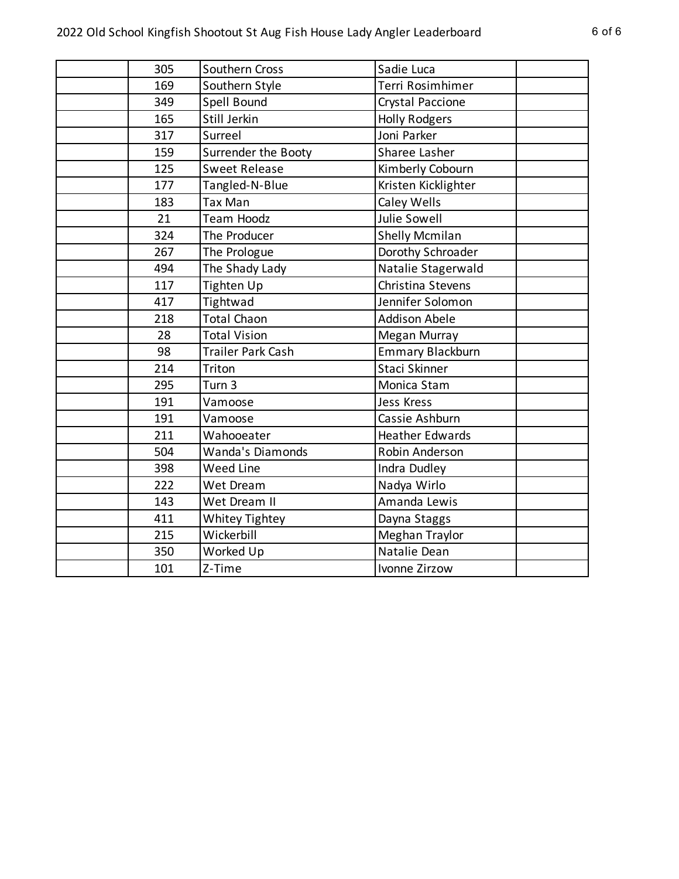| | | | | |
|---|---|---|---|---|
| | 305 | Southern Cross | Sadie Luca | |
| | 169 | Southern Style | Terri Rosimhimer | |
| | 349 | Spell Bound | Crystal Paccione | |
| | 165 | Still Jerkin | Holly Rodgers | |
| | 317 | Surreel | Joni Parker | |
| | 159 | Surrender the Booty | Sharee Lasher | |
| | 125 | Sweet Release | Kimberly Cobourn | |
| | 177 | Tangled-N-Blue | Kristen Kicklighter | |
| | 183 | Tax Man | Caley Wells | |
| | 21 | Team Hoodz | Julie Sowell | |
| | 324 | The Producer | Shelly Mcmilan | |
| | 267 | The Prologue | Dorothy Schroader | |
| | 494 | The Shady Lady | Natalie Stagerwald | |
| | 117 | Tighten Up | Christina Stevens | |
| | 417 | Tightwad | Jennifer Solomon | |
| | 218 | Total Chaon | Addison Abele | |
| | 28 | Total Vision | Megan Murray | |
| | 98 | Trailer Park Cash | Emmary Blackburn | |
| | 214 | Triton | Staci Skinner | |
| | 295 | Turn 3 | Monica Stam | |
| | 191 | Vamoose | Jess Kress | |
| | 191 | Vamoose | Cassie Ashburn | |
| | 211 | Wahooeater | Heather Edwards | |
| | 504 | Wanda's Diamonds | Robin Anderson | |
| | 398 | Weed Line | Indra Dudley | |
| | 222 | Wet Dream | Nadya Wirlo | |
| | 143 | Wet Dream II | Amanda Lewis | |
| | 411 | Whitey Tightey | Dayna Staggs | |
| | 215 | Wickerbill | Meghan Traylor | |
| | 350 | Worked Up | Natalie Dean | |
| | 101 | Z-Time | Ivonne Zirzow | |